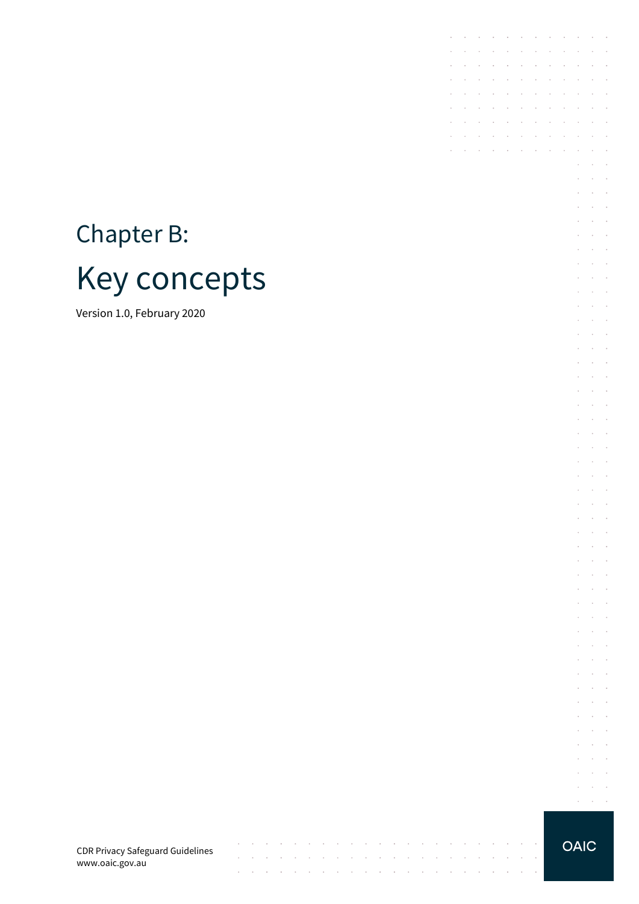# Chapter B:

# Key concepts

Version 1.0, February 2020

CDR Privacy Safeguard Guidelines
www.oaic.gov.au

OAIC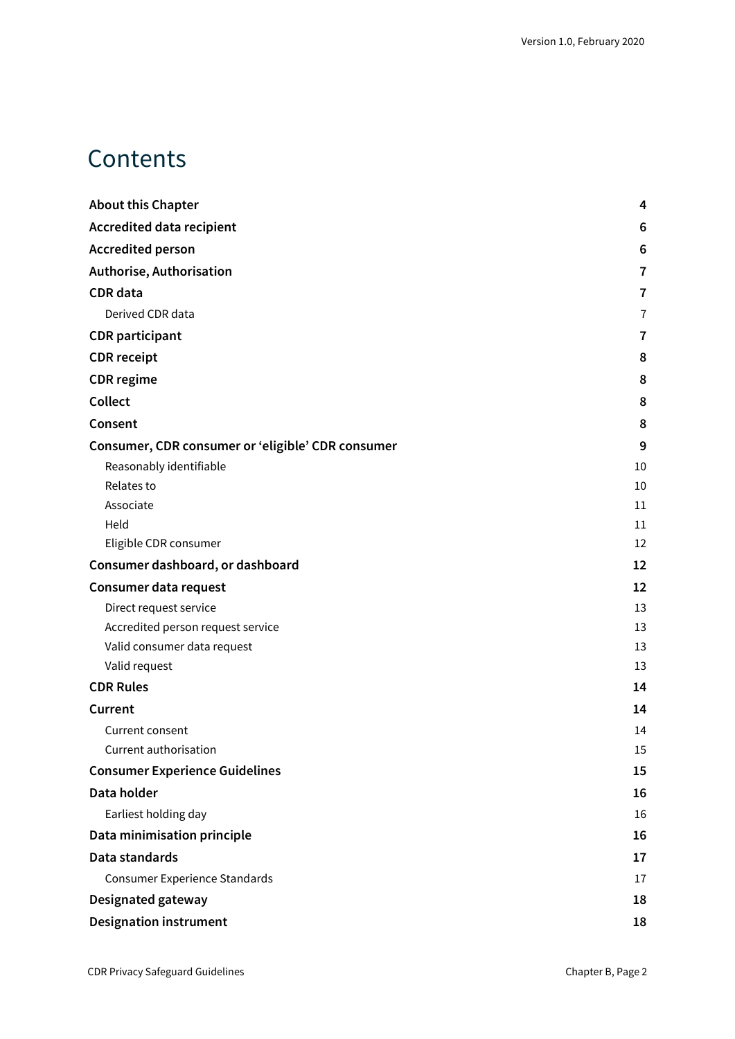# Contents

| | |
|---|---|
| **About this Chapter** | **4** |
| **Accredited data recipient** | **6** |
| **Accredited person** | **6** |
| **Authorise, Authorisation** | **7** |
| **CDR data** | **7** |
| Derived CDR data | 7 |
| **CDR participant** | **7** |
| **CDR receipt** | **8** |
| **CDR regime** | **8** |
| **Collect** | **8** |
| **Consent** | **8** |
| **Consumer, CDR consumer or 'eligible' CDR consumer** | **9** |
| Reasonably identifiable | 10 |
| Relates to | 10 |
| Associate | 11 |
| Held | 11 |
| Eligible CDR consumer | 12 |
| **Consumer dashboard, or dashboard** | **12** |
| **Consumer data request** | **12** |
| Direct request service | 13 |
| Accredited person request service | 13 |
| Valid consumer data request | 13 |
| Valid request | 13 |
| **CDR Rules** | **14** |
| **Current** | **14** |
| Current consent | 14 |
| Current authorisation | 15 |
| **Consumer Experience Guidelines** | **15** |
| **Data holder** | **16** |
| Earliest holding day | 16 |
| **Data minimisation principle** | **16** |
| **Data standards** | **17** |
| Consumer Experience Standards | 17 |
| **Designated gateway** | **18** |
| **Designation instrument** | **18** |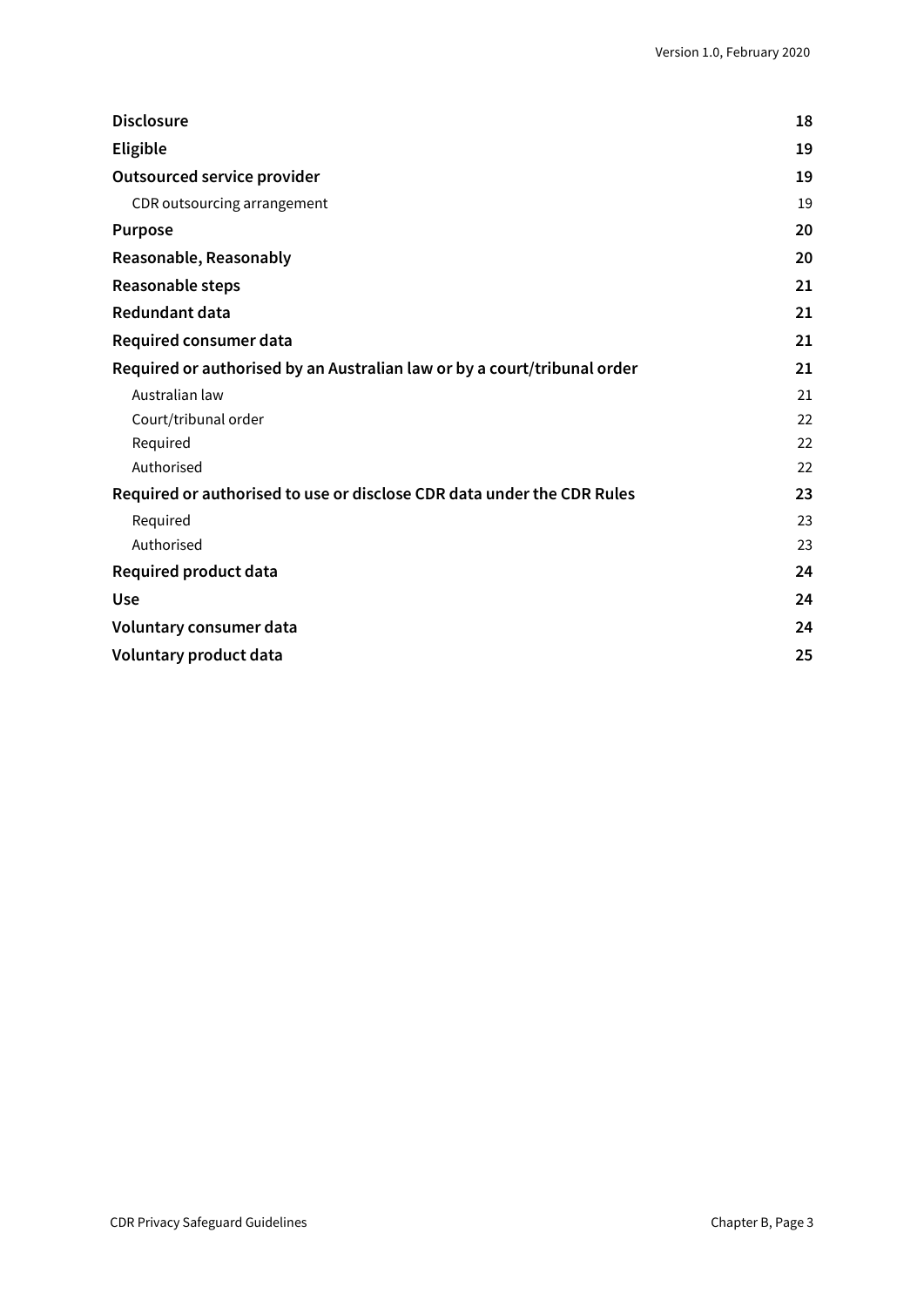| | |
|---|---|
| **Disclosure** | **18** |
| **Eligible** | **19** |
| **Outsourced service provider** | **19** |
| CDR outsourcing arrangement | 19 |
| **Purpose** | **20** |
| **Reasonable, Reasonably** | **20** |
| **Reasonable steps** | **21** |
| **Redundant data** | **21** |
| **Required consumer data** | **21** |
| **Required or authorised by an Australian law or by a court/tribunal order** | **21** |
| Australian law | 21 |
| Court/tribunal order | 22 |
| Required | 22 |
| Authorised | 22 |
| **Required or authorised to use or disclose CDR data under the CDR Rules** | **23** |
| Required | 23 |
| Authorised | 23 |
| **Required product data** | **24** |
| **Use** | **24** |
| **Voluntary consumer data** | **24** |
| **Voluntary product data** | **25** |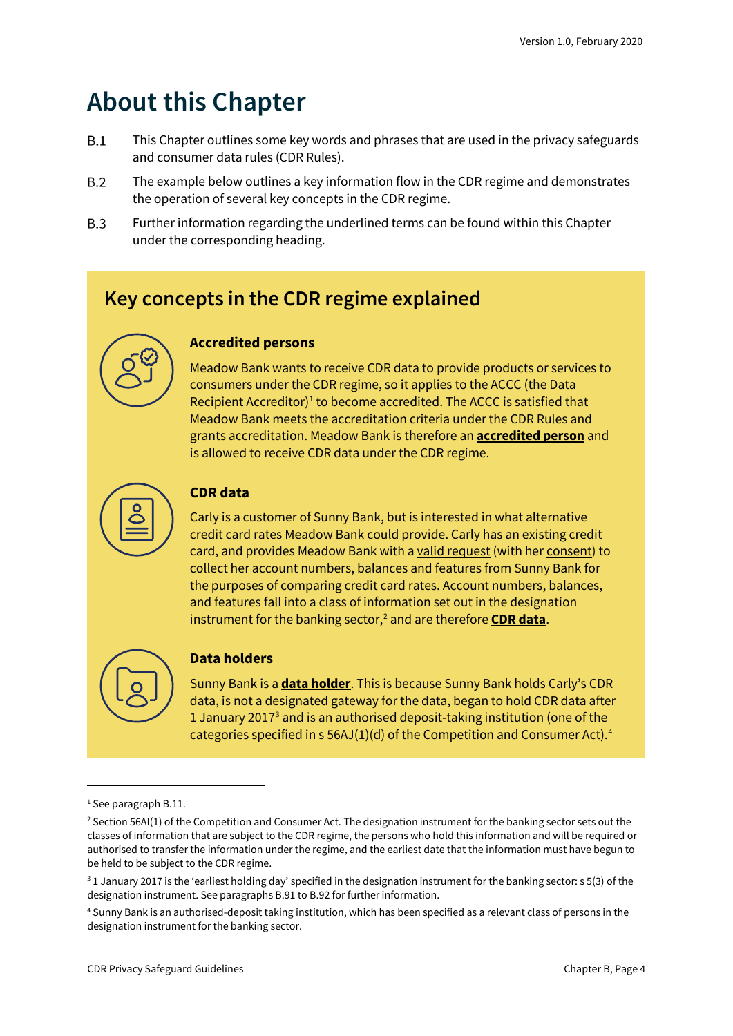# About this Chapter

B.1 This Chapter outlines some key words and phrases that are used in the privacy safeguards and consumer data rules (CDR Rules).

B.2 The example below outlines a key information flow in the CDR regime and demonstrates the operation of several key concepts in the CDR regime.

B.3 Further information regarding the underlined terms can be found within this Chapter under the corresponding heading.

## Key concepts in the CDR regime explained

### Accredited persons

Meadow Bank wants to receive CDR data to provide products or services to consumers under the CDR regime, so it applies to the ACCC (the Data Recipient Accreditor)[1] to become accredited. The ACCC is satisfied that Meadow Bank meets the accreditation criteria under the CDR Rules and grants accreditation. Meadow Bank is therefore an **accredited person** and is allowed to receive CDR data under the CDR regime.

### CDR data

Carly is a customer of Sunny Bank, but is interested in what alternative credit card rates Meadow Bank could provide. Carly has an existing credit card, and provides Meadow Bank with a valid request (with her consent) to collect her account numbers, balances and features from Sunny Bank for the purposes of comparing credit card rates. Account numbers, balances, and features fall into a class of information set out in the designation instrument for the banking sector,[2] and are therefore **CDR data**.

### Data holders

Sunny Bank is a **data holder**. This is because Sunny Bank holds Carly's CDR data, is not a designated gateway for the data, began to hold CDR data after 1 January 2017[3] and is an authorised deposit-taking institution (one of the categories specified in s 56AJ(1)(d) of the Competition and Consumer Act).[4]

---

[1] See paragraph B.11.

[2] Section 56AI(1) of the Competition and Consumer Act. The designation instrument for the banking sector sets out the classes of information that are subject to the CDR regime, the persons who hold this information and will be required or authorised to transfer the information under the regime, and the earliest date that the information must have begun to be held to be subject to the CDR regime.

[3] 1 January 2017 is the 'earliest holding day' specified in the designation instrument for the banking sector: s 5(3) of the designation instrument. See paragraphs B.91 to B.92 for further information.

[4] Sunny Bank is an authorised-deposit taking institution, which has been specified as a relevant class of persons in the designation instrument for the banking sector.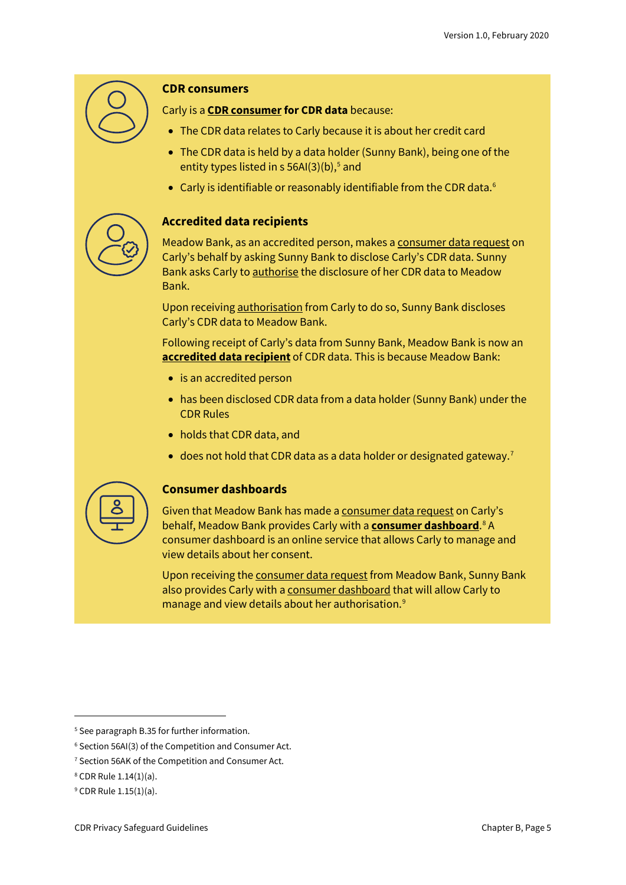### CDR consumers

Carly is a **CDR consumer for CDR data** because:

- The CDR data relates to Carly because it is about her credit card
- The CDR data is held by a data holder (Sunny Bank), being one of the entity types listed in s 56AI(3)(b),[5] and
- Carly is identifiable or reasonably identifiable from the CDR data.[6]

### Accredited data recipients

Meadow Bank, as an accredited person, makes a consumer data request on Carly's behalf by asking Sunny Bank to disclose Carly's CDR data. Sunny Bank asks Carly to authorise the disclosure of her CDR data to Meadow Bank.

Upon receiving authorisation from Carly to do so, Sunny Bank discloses Carly's CDR data to Meadow Bank.

Following receipt of Carly's data from Sunny Bank, Meadow Bank is now an **accredited data recipient** of CDR data. This is because Meadow Bank:

- is an accredited person
- has been disclosed CDR data from a data holder (Sunny Bank) under the CDR Rules
- holds that CDR data, and
- does not hold that CDR data as a data holder or designated gateway.[7]

### Consumer dashboards

Given that Meadow Bank has made a consumer data request on Carly's behalf, Meadow Bank provides Carly with a **consumer dashboard**.[8] A consumer dashboard is an online service that allows Carly to manage and view details about her consent.

Upon receiving the consumer data request from Meadow Bank, Sunny Bank also provides Carly with a consumer dashboard that will allow Carly to manage and view details about her authorisation.[9]

---

[5] See paragraph B.35 for further information.

[6] Section 56AI(3) of the Competition and Consumer Act.

[7] Section 56AK of the Competition and Consumer Act.

[8] CDR Rule 1.14(1)(a).

[9] CDR Rule 1.15(1)(a).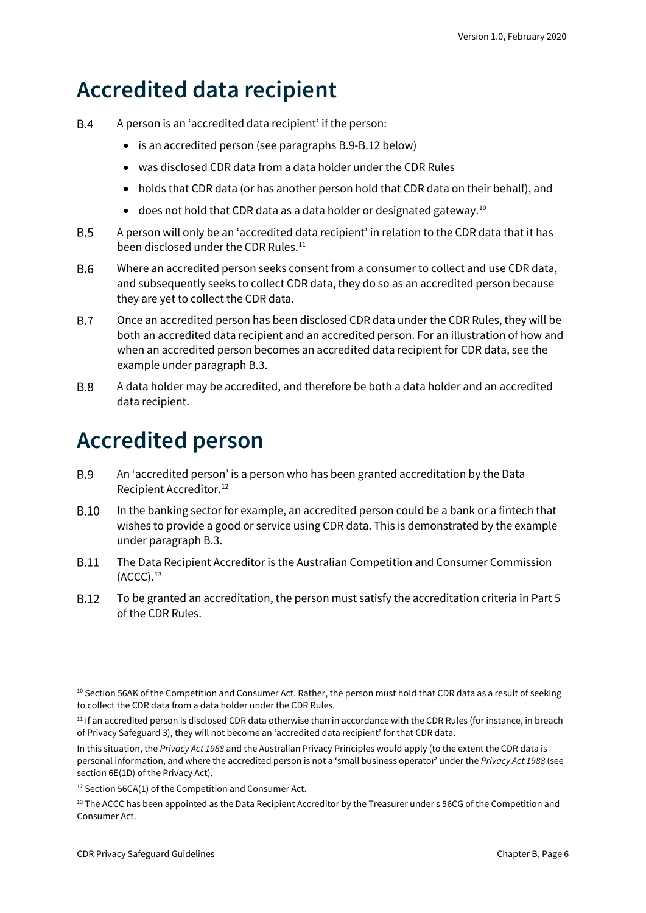# Accredited data recipient

B.4 A person is an 'accredited data recipient' if the person:

- is an accredited person (see paragraphs B.9-B.12 below)
- was disclosed CDR data from a data holder under the CDR Rules
- holds that CDR data (or has another person hold that CDR data on their behalf), and
- does not hold that CDR data as a data holder or designated gateway.[10]

B.5 A person will only be an 'accredited data recipient' in relation to the CDR data that it has been disclosed under the CDR Rules.[11]

B.6 Where an accredited person seeks consent from a consumer to collect and use CDR data, and subsequently seeks to collect CDR data, they do so as an accredited person because they are yet to collect the CDR data.

B.7 Once an accredited person has been disclosed CDR data under the CDR Rules, they will be both an accredited data recipient and an accredited person. For an illustration of how and when an accredited person becomes an accredited data recipient for CDR data, see the example under paragraph B.3.

B.8 A data holder may be accredited, and therefore be both a data holder and an accredited data recipient.

# Accredited person

B.9 An 'accredited person' is a person who has been granted accreditation by the Data Recipient Accreditor.[12]

B.10 In the banking sector for example, an accredited person could be a bank or a fintech that wishes to provide a good or service using CDR data. This is demonstrated by the example under paragraph B.3.

B.11 The Data Recipient Accreditor is the Australian Competition and Consumer Commission (ACCC).[13]

B.12 To be granted an accreditation, the person must satisfy the accreditation criteria in Part 5 of the CDR Rules.

---

[10] Section 56AK of the Competition and Consumer Act. Rather, the person must hold that CDR data as a result of seeking to collect the CDR data from a data holder under the CDR Rules.

[11] If an accredited person is disclosed CDR data otherwise than in accordance with the CDR Rules (for instance, in breach of Privacy Safeguard 3), they will not become an 'accredited data recipient' for that CDR data.

In this situation, the *Privacy Act 1988* and the Australian Privacy Principles would apply (to the extent the CDR data is personal information, and where the accredited person is not a 'small business operator' under the *Privacy Act 1988* (see section 6E(1D) of the Privacy Act).

[12] Section 56CA(1) of the Competition and Consumer Act.

[13] The ACCC has been appointed as the Data Recipient Accreditor by the Treasurer under s 56CG of the Competition and Consumer Act.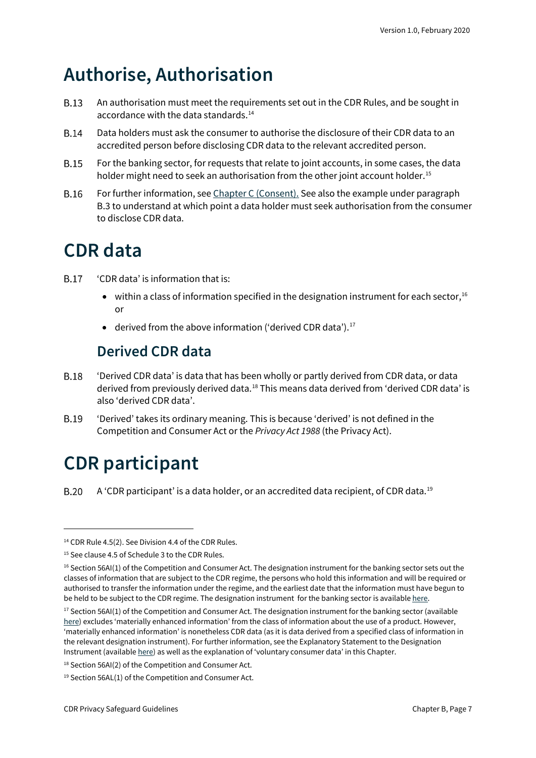# Authorise, Authorisation

B.13 An authorisation must meet the requirements set out in the CDR Rules, and be sought in accordance with the data standards.[14]

B.14 Data holders must ask the consumer to authorise the disclosure of their CDR data to an accredited person before disclosing CDR data to the relevant accredited person.

B.15 For the banking sector, for requests that relate to joint accounts, in some cases, the data holder might need to seek an authorisation from the other joint account holder.[15]

B.16 For further information, see Chapter C (Consent). See also the example under paragraph B.3 to understand at which point a data holder must seek authorisation from the consumer to disclose CDR data.

# CDR data

B.17 'CDR data' is information that is:

- within a class of information specified in the designation instrument for each sector,[16] or
- derived from the above information ('derived CDR data').[17]

## Derived CDR data

B.18 'Derived CDR data' is data that has been wholly or partly derived from CDR data, or data derived from previously derived data.[18] This means data derived from 'derived CDR data' is also 'derived CDR data'.

B.19 'Derived' takes its ordinary meaning. This is because 'derived' is not defined in the Competition and Consumer Act or the *Privacy Act 1988* (the Privacy Act).

# CDR participant

B.20 A 'CDR participant' is a data holder, or an accredited data recipient, of CDR data.[19]

---

[14] CDR Rule 4.5(2). See Division 4.4 of the CDR Rules.

[15] See clause 4.5 of Schedule 3 to the CDR Rules.

[16] Section 56AI(1) of the Competition and Consumer Act. The designation instrument for the banking sector sets out the classes of information that are subject to the CDR regime, the persons who hold this information and will be required or authorised to transfer the information under the regime, and the earliest date that the information must have begun to be held to be subject to the CDR regime. The designation instrument for the banking sector is available here.

[17] Section 56AI(1) of the Competition and Consumer Act. The designation instrument for the banking sector (available here) excludes 'materially enhanced information' from the class of information about the use of a product. However, 'materially enhanced information' is nonetheless CDR data (as it is data derived from a specified class of information in the relevant designation instrument). For further information, see the Explanatory Statement to the Designation Instrument (available here) as well as the explanation of 'voluntary consumer data' in this Chapter.

[18] Section 56AI(2) of the Competition and Consumer Act.

[19] Section 56AL(1) of the Competition and Consumer Act.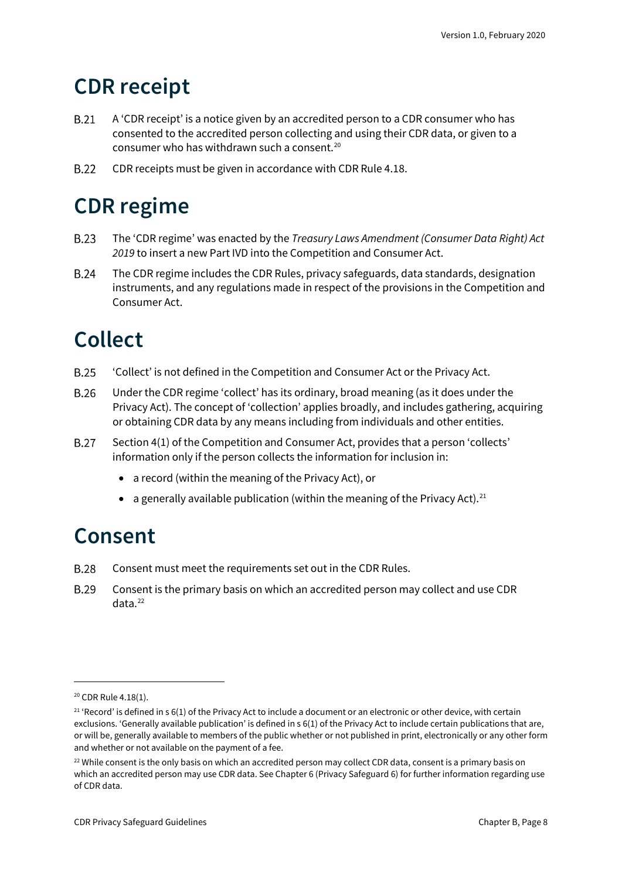# CDR receipt

B.21 A 'CDR receipt' is a notice given by an accredited person to a CDR consumer who has consented to the accredited person collecting and using their CDR data, or given to a consumer who has withdrawn such a consent.[20]

B.22 CDR receipts must be given in accordance with CDR Rule 4.18.

# CDR regime

B.23 The 'CDR regime' was enacted by the *Treasury Laws Amendment (Consumer Data Right) Act 2019* to insert a new Part IVD into the Competition and Consumer Act.

B.24 The CDR regime includes the CDR Rules, privacy safeguards, data standards, designation instruments, and any regulations made in respect of the provisions in the Competition and Consumer Act.

# Collect

B.25 'Collect' is not defined in the Competition and Consumer Act or the Privacy Act.

B.26 Under the CDR regime 'collect' has its ordinary, broad meaning (as it does under the Privacy Act). The concept of 'collection' applies broadly, and includes gathering, acquiring or obtaining CDR data by any means including from individuals and other entities.

B.27 Section 4(1) of the Competition and Consumer Act, provides that a person 'collects' information only if the person collects the information for inclusion in:

- a record (within the meaning of the Privacy Act), or
- a generally available publication (within the meaning of the Privacy Act).[21]

# Consent

B.28 Consent must meet the requirements set out in the CDR Rules.

B.29 Consent is the primary basis on which an accredited person may collect and use CDR data.[22]

---

[20] CDR Rule 4.18(1).

[21] 'Record' is defined in s 6(1) of the Privacy Act to include a document or an electronic or other device, with certain exclusions. 'Generally available publication' is defined in s 6(1) of the Privacy Act to include certain publications that are, or will be, generally available to members of the public whether or not published in print, electronically or any other form and whether or not available on the payment of a fee.

[22] While consent is the only basis on which an accredited person may collect CDR data, consent is a primary basis on which an accredited person may use CDR data. See Chapter 6 (Privacy Safeguard 6) for further information regarding use of CDR data.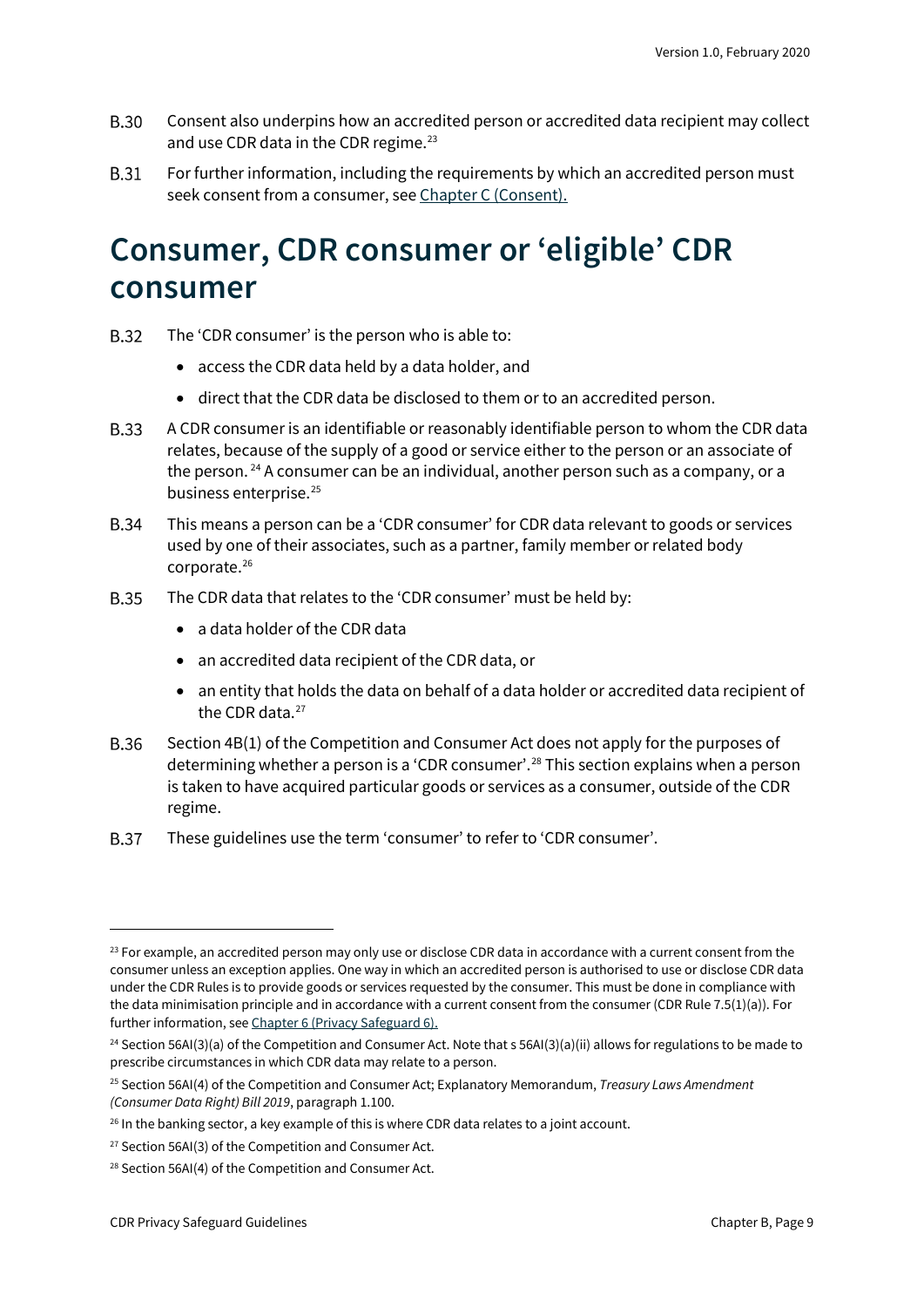B.30 Consent also underpins how an accredited person or accredited data recipient may collect and use CDR data in the CDR regime.[23]

B.31 For further information, including the requirements by which an accredited person must seek consent from a consumer, see [Chapter C (Consent).]

# Consumer, CDR consumer or 'eligible' CDR consumer

B.32 The 'CDR consumer' is the person who is able to:

- access the CDR data held by a data holder, and
- direct that the CDR data be disclosed to them or to an accredited person.

B.33 A CDR consumer is an identifiable or reasonably identifiable person to whom the CDR data relates, because of the supply of a good or service either to the person or an associate of the person.[24] A consumer can be an individual, another person such as a company, or a business enterprise.[25]

B.34 This means a person can be a 'CDR consumer' for CDR data relevant to goods or services used by one of their associates, such as a partner, family member or related body corporate.[26]

B.35 The CDR data that relates to the 'CDR consumer' must be held by:

- a data holder of the CDR data
- an accredited data recipient of the CDR data, or
- an entity that holds the data on behalf of a data holder or accredited data recipient of the CDR data.[27]

B.36 Section 4B(1) of the Competition and Consumer Act does not apply for the purposes of determining whether a person is a 'CDR consumer'.[28] This section explains when a person is taken to have acquired particular goods or services as a consumer, outside of the CDR regime.

B.37 These guidelines use the term 'consumer' to refer to 'CDR consumer'.

---

[23] For example, an accredited person may only use or disclose CDR data in accordance with a current consent from the consumer unless an exception applies. One way in which an accredited person is authorised to use or disclose CDR data under the CDR Rules is to provide goods or services requested by the consumer. This must be done in compliance with the data minimisation principle and in accordance with a current consent from the consumer (CDR Rule 7.5(1)(a)). For further information, see [Chapter 6 (Privacy Safeguard 6).]

[24] Section 56AI(3)(a) of the Competition and Consumer Act. Note that s 56AI(3)(a)(ii) allows for regulations to be made to prescribe circumstances in which CDR data may relate to a person.

[25] Section 56AI(4) of the Competition and Consumer Act; Explanatory Memorandum, *Treasury Laws Amendment (Consumer Data Right) Bill 2019*, paragraph 1.100.

[26] In the banking sector, a key example of this is where CDR data relates to a joint account.

[27] Section 56AI(3) of the Competition and Consumer Act.

[28] Section 56AI(4) of the Competition and Consumer Act.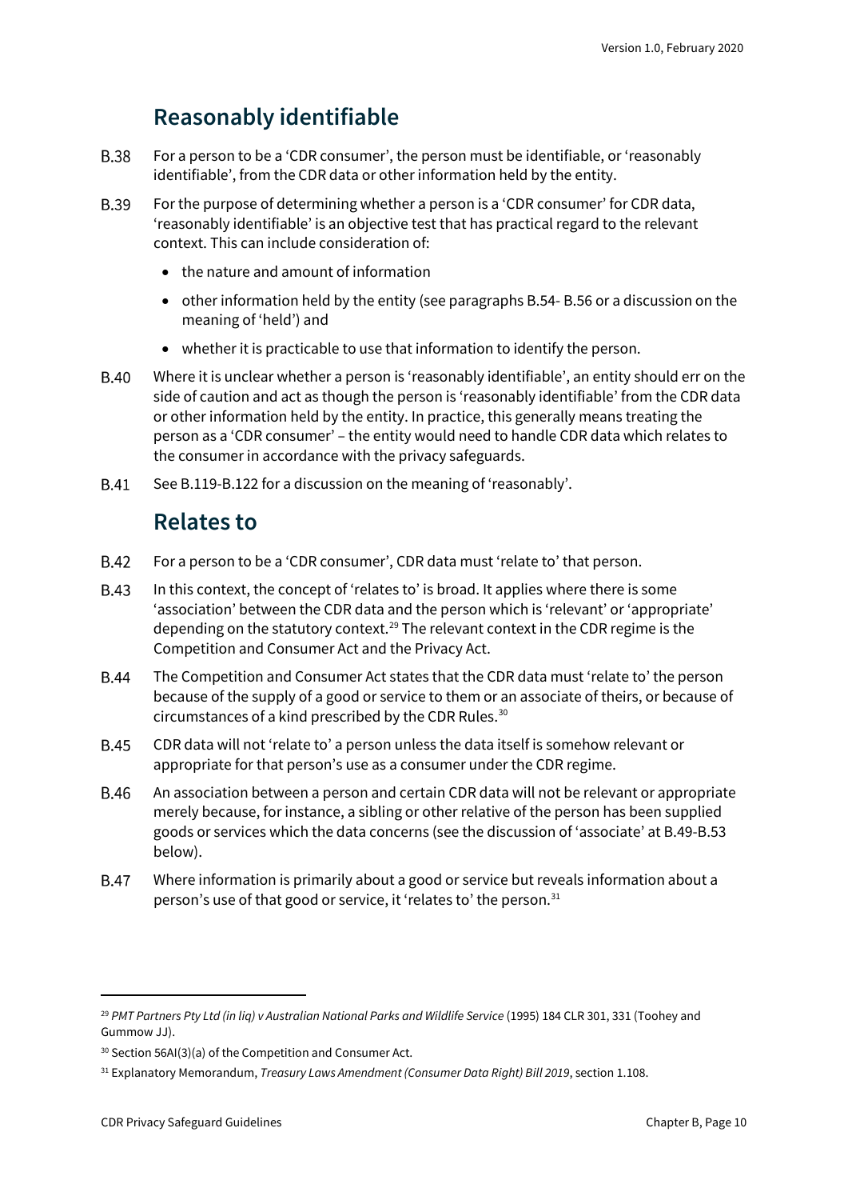## Reasonably identifiable

B.38 For a person to be a 'CDR consumer', the person must be identifiable, or 'reasonably identifiable', from the CDR data or other information held by the entity.

B.39 For the purpose of determining whether a person is a 'CDR consumer' for CDR data, 'reasonably identifiable' is an objective test that has practical regard to the relevant context. This can include consideration of:

- the nature and amount of information
- other information held by the entity (see paragraphs B.54- B.56 or a discussion on the meaning of 'held') and
- whether it is practicable to use that information to identify the person.

B.40 Where it is unclear whether a person is 'reasonably identifiable', an entity should err on the side of caution and act as though the person is 'reasonably identifiable' from the CDR data or other information held by the entity. In practice, this generally means treating the person as a 'CDR consumer' – the entity would need to handle CDR data which relates to the consumer in accordance with the privacy safeguards.

B.41 See B.119-B.122 for a discussion on the meaning of 'reasonably'.

## Relates to

B.42 For a person to be a 'CDR consumer', CDR data must 'relate to' that person.

B.43 In this context, the concept of 'relates to' is broad. It applies where there is some 'association' between the CDR data and the person which is 'relevant' or 'appropriate' depending on the statutory context.[29] The relevant context in the CDR regime is the Competition and Consumer Act and the Privacy Act.

B.44 The Competition and Consumer Act states that the CDR data must 'relate to' the person because of the supply of a good or service to them or an associate of theirs, or because of circumstances of a kind prescribed by the CDR Rules.[30]

B.45 CDR data will not 'relate to' a person unless the data itself is somehow relevant or appropriate for that person's use as a consumer under the CDR regime.

B.46 An association between a person and certain CDR data will not be relevant or appropriate merely because, for instance, a sibling or other relative of the person has been supplied goods or services which the data concerns (see the discussion of 'associate' at B.49-B.53 below).

B.47 Where information is primarily about a good or service but reveals information about a person's use of that good or service, it 'relates to' the person.[31]

---

[29] *PMT Partners Pty Ltd (in liq) v Australian National Parks and Wildlife Service* (1995) 184 CLR 301, 331 (Toohey and Gummow JJ).

[30] Section 56AI(3)(a) of the Competition and Consumer Act.

[31] Explanatory Memorandum, *Treasury Laws Amendment (Consumer Data Right) Bill 2019*, section 1.108.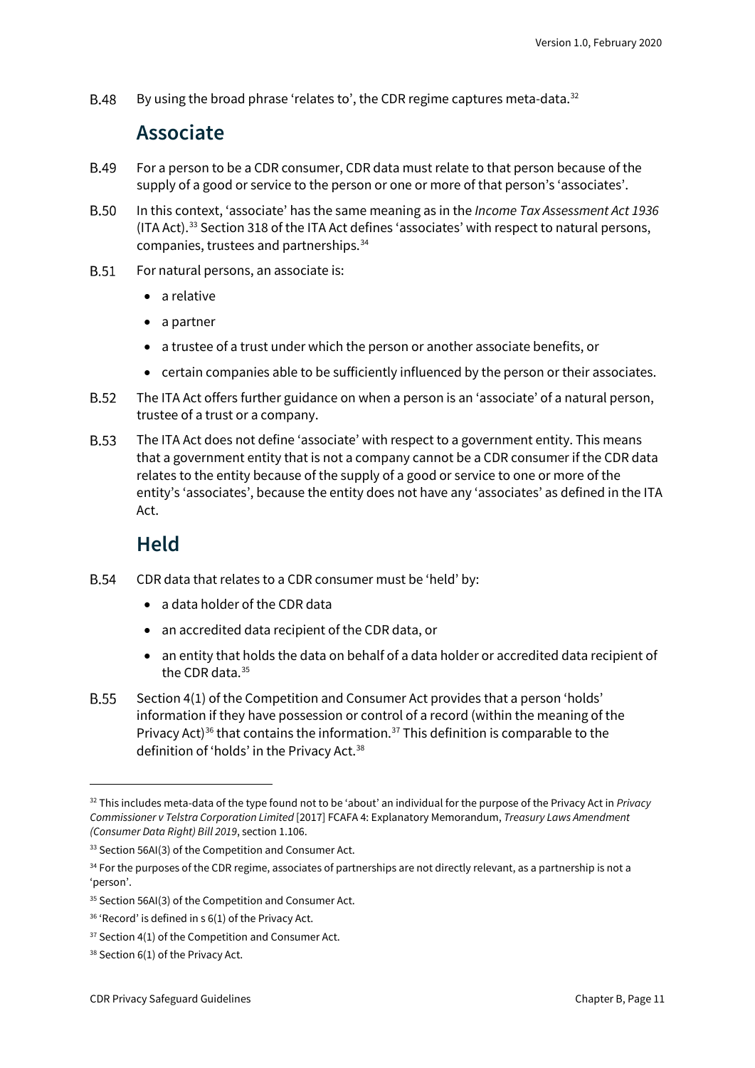B.48 By using the broad phrase 'relates to', the CDR regime captures meta-data.[32]

## Associate

B.49 For a person to be a CDR consumer, CDR data must relate to that person because of the supply of a good or service to the person or one or more of that person's 'associates'.

B.50 In this context, 'associate' has the same meaning as in the *Income Tax Assessment Act 1936* (ITA Act).[33] Section 318 of the ITA Act defines 'associates' with respect to natural persons, companies, trustees and partnerships.[34]

B.51 For natural persons, an associate is:

- a relative
- a partner
- a trustee of a trust under which the person or another associate benefits, or
- certain companies able to be sufficiently influenced by the person or their associates.

B.52 The ITA Act offers further guidance on when a person is an 'associate' of a natural person, trustee of a trust or a company.

B.53 The ITA Act does not define 'associate' with respect to a government entity. This means that a government entity that is not a company cannot be a CDR consumer if the CDR data relates to the entity because of the supply of a good or service to one or more of the entity's 'associates', because the entity does not have any 'associates' as defined in the ITA Act.

## Held

B.54 CDR data that relates to a CDR consumer must be 'held' by:

- a data holder of the CDR data
- an accredited data recipient of the CDR data, or
- an entity that holds the data on behalf of a data holder or accredited data recipient of the CDR data.[35]

B.55 Section 4(1) of the Competition and Consumer Act provides that a person 'holds' information if they have possession or control of a record (within the meaning of the Privacy Act)[36] that contains the information.[37] This definition is comparable to the definition of 'holds' in the Privacy Act.[38]

---

[32] This includes meta-data of the type found not to be 'about' an individual for the purpose of the Privacy Act in *Privacy Commissioner v Telstra Corporation Limited* [2017] FCAFA 4: Explanatory Memorandum, *Treasury Laws Amendment (Consumer Data Right) Bill 2019*, section 1.106.

[33] Section 56AI(3) of the Competition and Consumer Act.

[34] For the purposes of the CDR regime, associates of partnerships are not directly relevant, as a partnership is not a 'person'.

[35] Section 56AI(3) of the Competition and Consumer Act.

[36] 'Record' is defined in s 6(1) of the Privacy Act.

[37] Section 4(1) of the Competition and Consumer Act.

[38] Section 6(1) of the Privacy Act.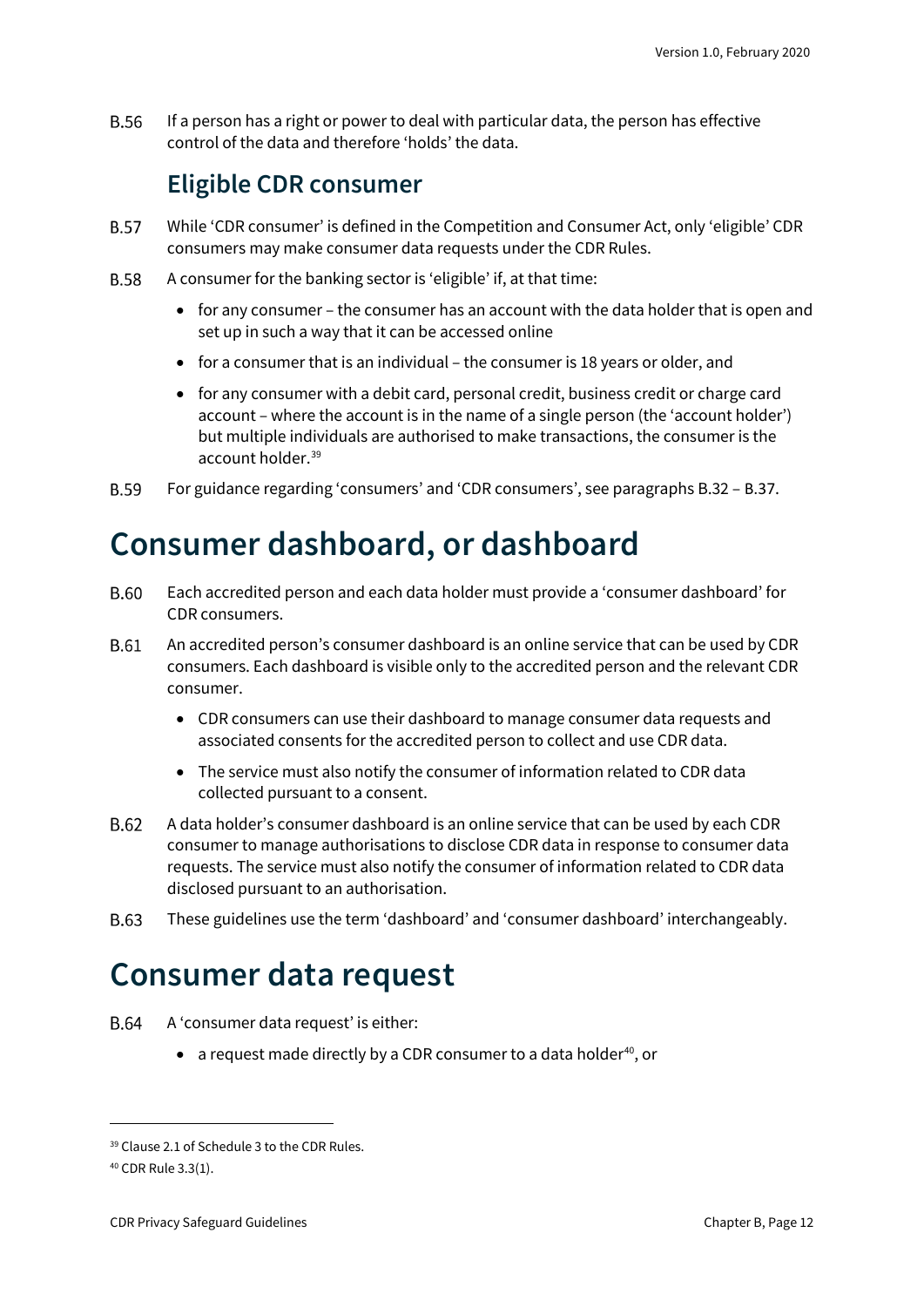B.56 If a person has a right or power to deal with particular data, the person has effective control of the data and therefore 'holds' the data.

## Eligible CDR consumer

B.57 While 'CDR consumer' is defined in the Competition and Consumer Act, only 'eligible' CDR consumers may make consumer data requests under the CDR Rules.

B.58 A consumer for the banking sector is 'eligible' if, at that time:

- for any consumer – the consumer has an account with the data holder that is open and set up in such a way that it can be accessed online
- for a consumer that is an individual – the consumer is 18 years or older, and
- for any consumer with a debit card, personal credit, business credit or charge card account – where the account is in the name of a single person (the 'account holder') but multiple individuals are authorised to make transactions, the consumer is the account holder.[39]

B.59 For guidance regarding 'consumers' and 'CDR consumers', see paragraphs B.32 – B.37.

# Consumer dashboard, or dashboard

B.60 Each accredited person and each data holder must provide a 'consumer dashboard' for CDR consumers.

B.61 An accredited person's consumer dashboard is an online service that can be used by CDR consumers. Each dashboard is visible only to the accredited person and the relevant CDR consumer.

- CDR consumers can use their dashboard to manage consumer data requests and associated consents for the accredited person to collect and use CDR data.
- The service must also notify the consumer of information related to CDR data collected pursuant to a consent.

B.62 A data holder's consumer dashboard is an online service that can be used by each CDR consumer to manage authorisations to disclose CDR data in response to consumer data requests. The service must also notify the consumer of information related to CDR data disclosed pursuant to an authorisation.

B.63 These guidelines use the term 'dashboard' and 'consumer dashboard' interchangeably.

# Consumer data request

B.64 A 'consumer data request' is either:

- a request made directly by a CDR consumer to a data holder[40], or

---

[39] Clause 2.1 of Schedule 3 to the CDR Rules.

[40] CDR Rule 3.3(1).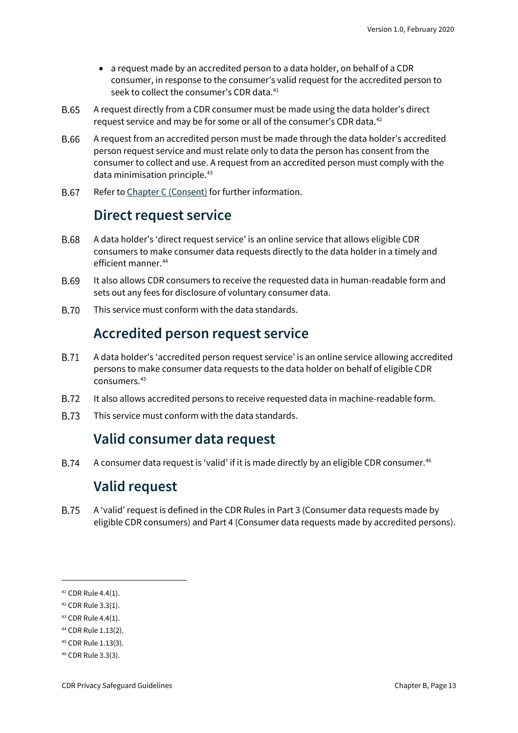- a request made by an accredited person to a data holder, on behalf of a CDR consumer, in response to the consumer's valid request for the accredited person to seek to collect the consumer's CDR data.[41]

B.65 A request directly from a CDR consumer must be made using the data holder's direct request service and may be for some or all of the consumer's CDR data.[42]

B.66 A request from an accredited person must be made through the data holder's accredited person request service and must relate only to data the person has consent from the consumer to collect and use. A request from an accredited person must comply with the data minimisation principle.[43]

B.67 Refer to Chapter C (Consent) for further information.

## Direct request service

B.68 A data holder's 'direct request service' is an online service that allows eligible CDR consumers to make consumer data requests directly to the data holder in a timely and efficient manner.[44]

B.69 It also allows CDR consumers to receive the requested data in human-readable form and sets out any fees for disclosure of voluntary consumer data.

B.70 This service must conform with the data standards.

## Accredited person request service

B.71 A data holder's 'accredited person request service' is an online service allowing accredited persons to make consumer data requests to the data holder on behalf of eligible CDR consumers.[45]

B.72 It also allows accredited persons to receive requested data in machine-readable form.

B.73 This service must conform with the data standards.

## Valid consumer data request

B.74 A consumer data request is 'valid' if it is made directly by an eligible CDR consumer.[46]

## Valid request

B.75 A 'valid' request is defined in the CDR Rules in Part 3 (Consumer data requests made by eligible CDR consumers) and Part 4 (Consumer data requests made by accredited persons).

---

[41] CDR Rule 4.4(1).

[42] CDR Rule 3.3(1).

[43] CDR Rule 4.4(1).

[44] CDR Rule 1.13(2).

[45] CDR Rule 1.13(3).

[46] CDR Rule 3.3(3).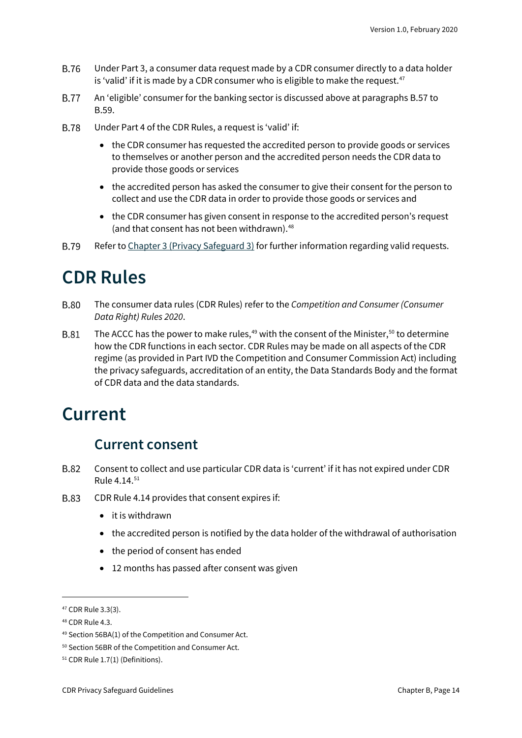B.76 Under Part 3, a consumer data request made by a CDR consumer directly to a data holder is 'valid' if it is made by a CDR consumer who is eligible to make the request.[47]

B.77 An 'eligible' consumer for the banking sector is discussed above at paragraphs B.57 to B.59.

B.78 Under Part 4 of the CDR Rules, a request is 'valid' if:

- the CDR consumer has requested the accredited person to provide goods or services to themselves or another person and the accredited person needs the CDR data to provide those goods or services
- the accredited person has asked the consumer to give their consent for the person to collect and use the CDR data in order to provide those goods or services and
- the CDR consumer has given consent in response to the accredited person's request (and that consent has not been withdrawn).[48]

B.79 Refer to Chapter 3 (Privacy Safeguard 3) for further information regarding valid requests.

# CDR Rules

B.80 The consumer data rules (CDR Rules) refer to the *Competition and Consumer (Consumer Data Right) Rules 2020*.

B.81 The ACCC has the power to make rules,[49] with the consent of the Minister,[50] to determine how the CDR functions in each sector. CDR Rules may be made on all aspects of the CDR regime (as provided in Part IVD the Competition and Consumer Commission Act) including the privacy safeguards, accreditation of an entity, the Data Standards Body and the format of CDR data and the data standards.

# Current

## Current consent

B.82 Consent to collect and use particular CDR data is 'current' if it has not expired under CDR Rule 4.14.[51]

B.83 CDR Rule 4.14 provides that consent expires if:

- it is withdrawn
- the accredited person is notified by the data holder of the withdrawal of authorisation
- the period of consent has ended
- 12 months has passed after consent was given

---

[47] CDR Rule 3.3(3).

[48] CDR Rule 4.3.

[49] Section 56BA(1) of the Competition and Consumer Act.

[50] Section 56BR of the Competition and Consumer Act.

[51] CDR Rule 1.7(1) (Definitions).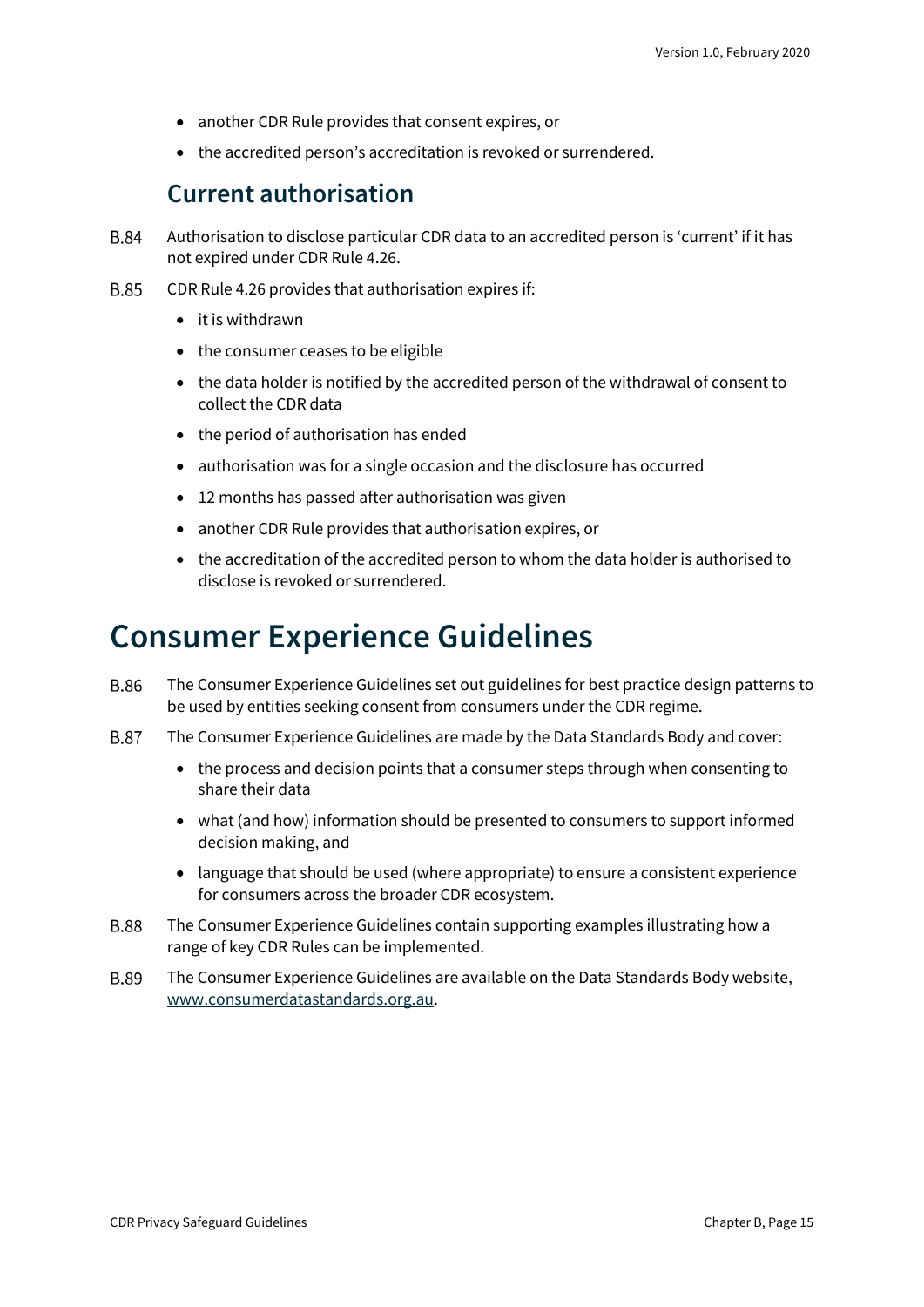- another CDR Rule provides that consent expires, or
- the accredited person's accreditation is revoked or surrendered.

### Current authorisation

B.84 Authorisation to disclose particular CDR data to an accredited person is 'current' if it has not expired under CDR Rule 4.26.

B.85 CDR Rule 4.26 provides that authorisation expires if:

- it is withdrawn
- the consumer ceases to be eligible
- the data holder is notified by the accredited person of the withdrawal of consent to collect the CDR data
- the period of authorisation has ended
- authorisation was for a single occasion and the disclosure has occurred
- 12 months has passed after authorisation was given
- another CDR Rule provides that authorisation expires, or
- the accreditation of the accredited person to whom the data holder is authorised to disclose is revoked or surrendered.

## Consumer Experience Guidelines

B.86 The Consumer Experience Guidelines set out guidelines for best practice design patterns to be used by entities seeking consent from consumers under the CDR regime.

B.87 The Consumer Experience Guidelines are made by the Data Standards Body and cover:

- the process and decision points that a consumer steps through when consenting to share their data
- what (and how) information should be presented to consumers to support informed decision making, and
- language that should be used (where appropriate) to ensure a consistent experience for consumers across the broader CDR ecosystem.

B.88 The Consumer Experience Guidelines contain supporting examples illustrating how a range of key CDR Rules can be implemented.

B.89 The Consumer Experience Guidelines are available on the Data Standards Body website, [www.consumerdatastandards.org.au](http://www.consumerdatastandards.org.au).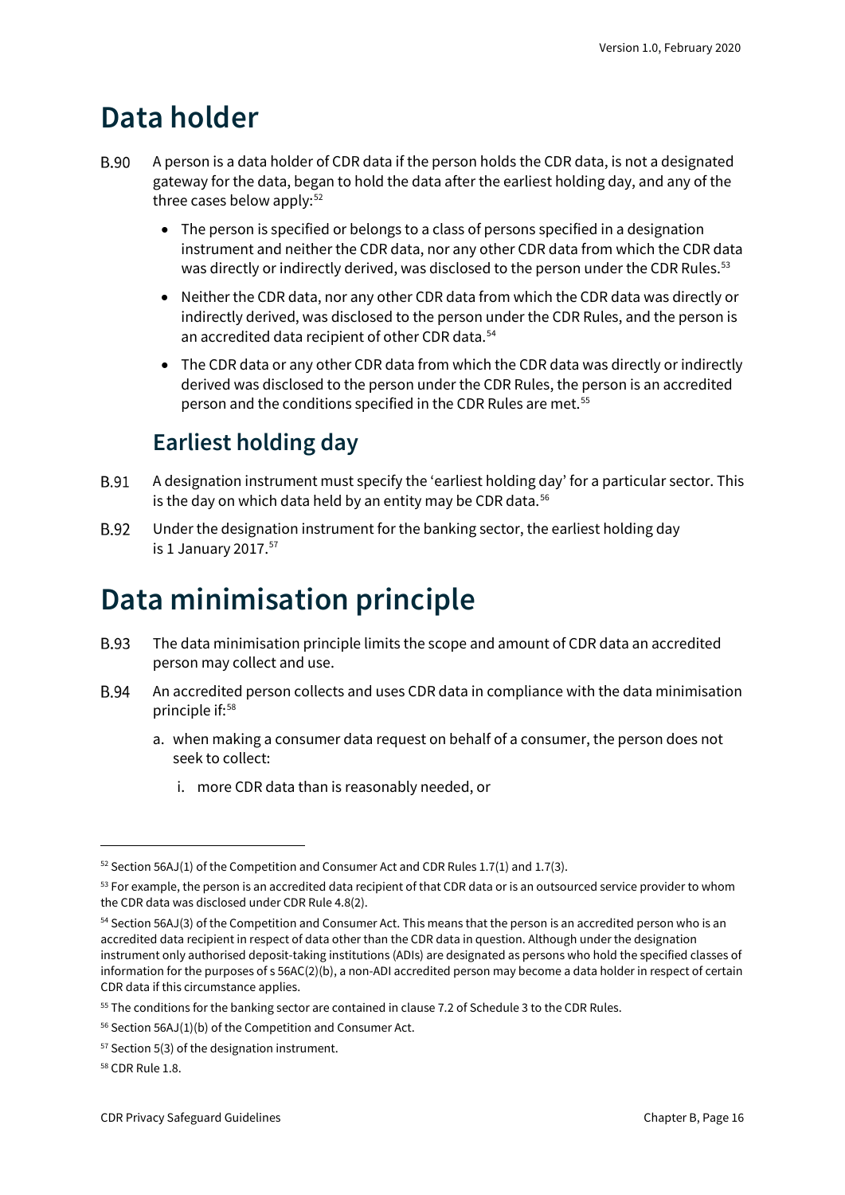# Data holder

B.90 A person is a data holder of CDR data if the person holds the CDR data, is not a designated gateway for the data, began to hold the data after the earliest holding day, and any of the three cases below apply:[52]

- The person is specified or belongs to a class of persons specified in a designation instrument and neither the CDR data, nor any other CDR data from which the CDR data was directly or indirectly derived, was disclosed to the person under the CDR Rules.[53]
- Neither the CDR data, nor any other CDR data from which the CDR data was directly or indirectly derived, was disclosed to the person under the CDR Rules, and the person is an accredited data recipient of other CDR data.[54]
- The CDR data or any other CDR data from which the CDR data was directly or indirectly derived was disclosed to the person under the CDR Rules, the person is an accredited person and the conditions specified in the CDR Rules are met.[55]

## Earliest holding day

B.91 A designation instrument must specify the 'earliest holding day' for a particular sector. This is the day on which data held by an entity may be CDR data.[56]

B.92 Under the designation instrument for the banking sector, the earliest holding day is 1 January 2017.[57]

# Data minimisation principle

B.93 The data minimisation principle limits the scope and amount of CDR data an accredited person may collect and use.

B.94 An accredited person collects and uses CDR data in compliance with the data minimisation principle if:[58]

a. when making a consumer data request on behalf of a consumer, the person does not seek to collect:

   i. more CDR data than is reasonably needed, or

---

[52] Section 56AJ(1) of the Competition and Consumer Act and CDR Rules 1.7(1) and 1.7(3).

[53] For example, the person is an accredited data recipient of that CDR data or is an outsourced service provider to whom the CDR data was disclosed under CDR Rule 4.8(2).

[54] Section 56AJ(3) of the Competition and Consumer Act. This means that the person is an accredited person who is an accredited data recipient in respect of data other than the CDR data in question. Although under the designation instrument only authorised deposit-taking institutions (ADIs) are designated as persons who hold the specified classes of information for the purposes of s 56AC(2)(b), a non-ADI accredited person may become a data holder in respect of certain CDR data if this circumstance applies.

[55] The conditions for the banking sector are contained in clause 7.2 of Schedule 3 to the CDR Rules.

[56] Section 56AJ(1)(b) of the Competition and Consumer Act.

[57] Section 5(3) of the designation instrument.

[58] CDR Rule 1.8.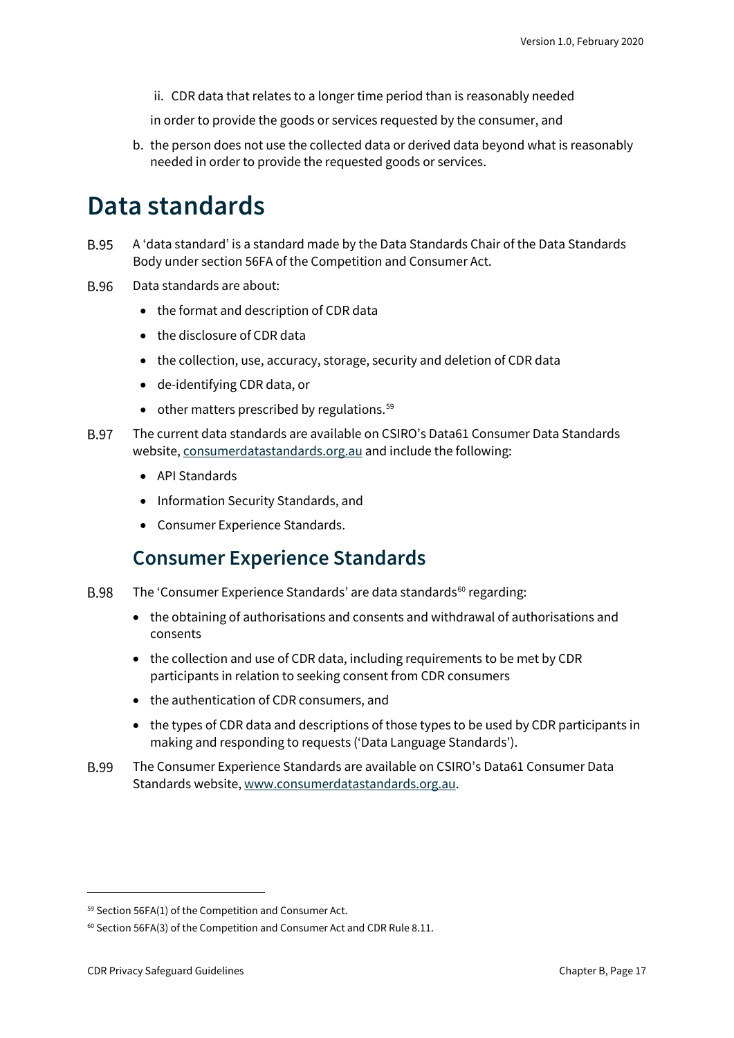ii. CDR data that relates to a longer time period than is reasonably needed

in order to provide the goods or services requested by the consumer, and

b. the person does not use the collected data or derived data beyond what is reasonably needed in order to provide the requested goods or services.

# Data standards

B.95 A 'data standard' is a standard made by the Data Standards Chair of the Data Standards Body under section 56FA of the Competition and Consumer Act.

B.96 Data standards are about:

- the format and description of CDR data
- the disclosure of CDR data
- the collection, use, accuracy, storage, security and deletion of CDR data
- de-identifying CDR data, or
- other matters prescribed by regulations.[59]

B.97 The current data standards are available on CSIRO's Data61 Consumer Data Standards website, [consumerdatastandards.org.au](consumerdatastandards.org.au) and include the following:

- API Standards
- Information Security Standards, and
- Consumer Experience Standards.

## Consumer Experience Standards

B.98 The 'Consumer Experience Standards' are data standards[60] regarding:

- the obtaining of authorisations and consents and withdrawal of authorisations and consents
- the collection and use of CDR data, including requirements to be met by CDR participants in relation to seeking consent from CDR consumers
- the authentication of CDR consumers, and
- the types of CDR data and descriptions of those types to be used by CDR participants in making and responding to requests ('Data Language Standards').

B.99 The Consumer Experience Standards are available on CSIRO's Data61 Consumer Data Standards website, [www.consumerdatastandards.org.au](www.consumerdatastandards.org.au).

---

[59] Section 56FA(1) of the Competition and Consumer Act.

[60] Section 56FA(3) of the Competition and Consumer Act and CDR Rule 8.11.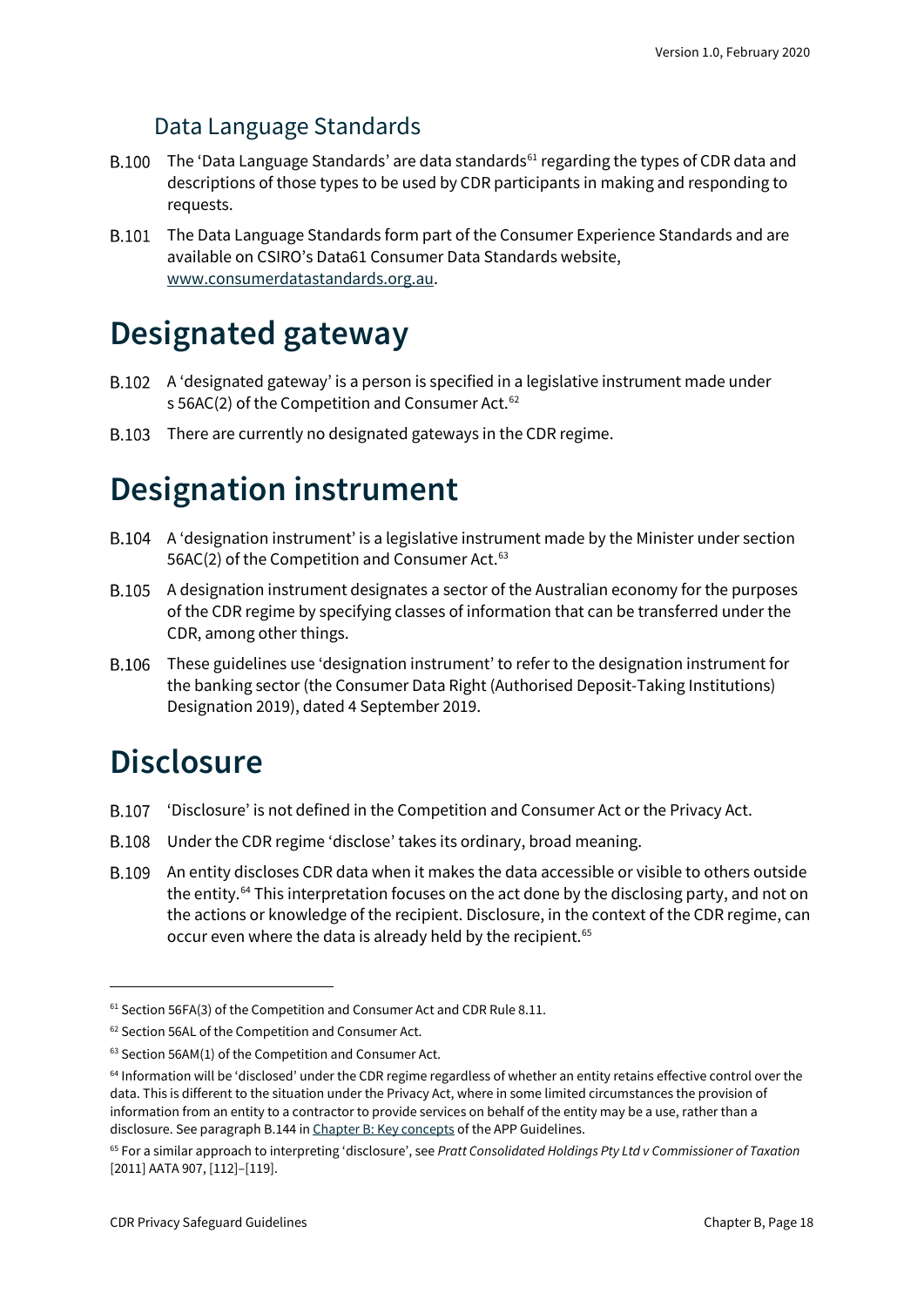### Data Language Standards

B.100 The 'Data Language Standards' are data standards[61] regarding the types of CDR data and descriptions of those types to be used by CDR participants in making and responding to requests.

B.101 The Data Language Standards form part of the Consumer Experience Standards and are available on CSIRO's Data61 Consumer Data Standards website, [www.consumerdatastandards.org.au](http://www.consumerdatastandards.org.au).

# Designated gateway

B.102 A 'designated gateway' is a person is specified in a legislative instrument made under s 56AC(2) of the Competition and Consumer Act.[62]

B.103 There are currently no designated gateways in the CDR regime.

# Designation instrument

B.104 A 'designation instrument' is a legislative instrument made by the Minister under section 56AC(2) of the Competition and Consumer Act.[63]

B.105 A designation instrument designates a sector of the Australian economy for the purposes of the CDR regime by specifying classes of information that can be transferred under the CDR, among other things.

B.106 These guidelines use 'designation instrument' to refer to the designation instrument for the banking sector (the Consumer Data Right (Authorised Deposit-Taking Institutions) Designation 2019), dated 4 September 2019.

# Disclosure

B.107 'Disclosure' is not defined in the Competition and Consumer Act or the Privacy Act.

B.108 Under the CDR regime 'disclose' takes its ordinary, broad meaning.

B.109 An entity discloses CDR data when it makes the data accessible or visible to others outside the entity.[64] This interpretation focuses on the act done by the disclosing party, and not on the actions or knowledge of the recipient. Disclosure, in the context of the CDR regime, can occur even where the data is already held by the recipient.[65]

---

[61] Section 56FA(3) of the Competition and Consumer Act and CDR Rule 8.11.

[62] Section 56AL of the Competition and Consumer Act.

[63] Section 56AM(1) of the Competition and Consumer Act.

[64] Information will be 'disclosed' under the CDR regime regardless of whether an entity retains effective control over the data. This is different to the situation under the Privacy Act, where in some limited circumstances the provision of information from an entity to a contractor to provide services on behalf of the entity may be a use, rather than a disclosure. See paragraph B.144 in Chapter B: Key concepts of the APP Guidelines.

[65] For a similar approach to interpreting 'disclosure', see *Pratt Consolidated Holdings Pty Ltd v Commissioner of Taxation* [2011] AATA 907, [112]–[119].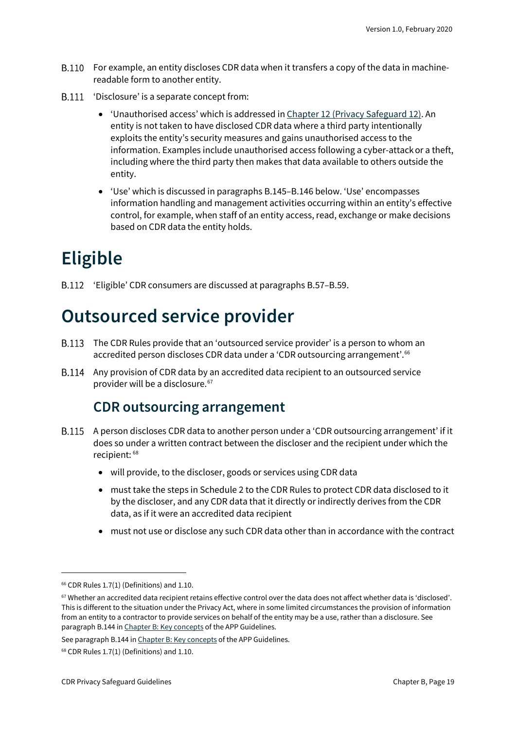B.110 For example, an entity discloses CDR data when it transfers a copy of the data in machine-readable form to another entity.

B.111 'Disclosure' is a separate concept from:

- 'Unauthorised access' which is addressed in [Chapter 12 (Privacy Safeguard 12)](). An entity is not taken to have disclosed CDR data where a third party intentionally exploits the entity's security measures and gains unauthorised access to the information. Examples include unauthorised access following a cyber-attack or a theft, including where the third party then makes that data available to others outside the entity.
- 'Use' which is discussed in paragraphs B.145–B.146 below. 'Use' encompasses information handling and management activities occurring within an entity's effective control, for example, when staff of an entity access, read, exchange or make decisions based on CDR data the entity holds.

# Eligible

B.112 'Eligible' CDR consumers are discussed at paragraphs B.57–B.59.

# Outsourced service provider

B.113 The CDR Rules provide that an 'outsourced service provider' is a person to whom an accredited person discloses CDR data under a 'CDR outsourcing arrangement'.[66]

B.114 Any provision of CDR data by an accredited data recipient to an outsourced service provider will be a disclosure.[67]

## CDR outsourcing arrangement

B.115 A person discloses CDR data to another person under a 'CDR outsourcing arrangement' if it does so under a written contract between the discloser and the recipient under which the recipient: [68]

- will provide, to the discloser, goods or services using CDR data
- must take the steps in Schedule 2 to the CDR Rules to protect CDR data disclosed to it by the discloser, and any CDR data that it directly or indirectly derives from the CDR data, as if it were an accredited data recipient
- must not use or disclose any such CDR data other than in accordance with the contract

---

[66] CDR Rules 1.7(1) (Definitions) and 1.10.

[67] Whether an accredited data recipient retains effective control over the data does not affect whether data is 'disclosed'. This is different to the situation under the Privacy Act, where in some limited circumstances the provision of information from an entity to a contractor to provide services on behalf of the entity may be a use, rather than a disclosure. See paragraph B.144 in [Chapter B: Key concepts]() of the APP Guidelines.

See paragraph B.144 in [Chapter B: Key concepts]() of the APP Guidelines.

[68] CDR Rules 1.7(1) (Definitions) and 1.10.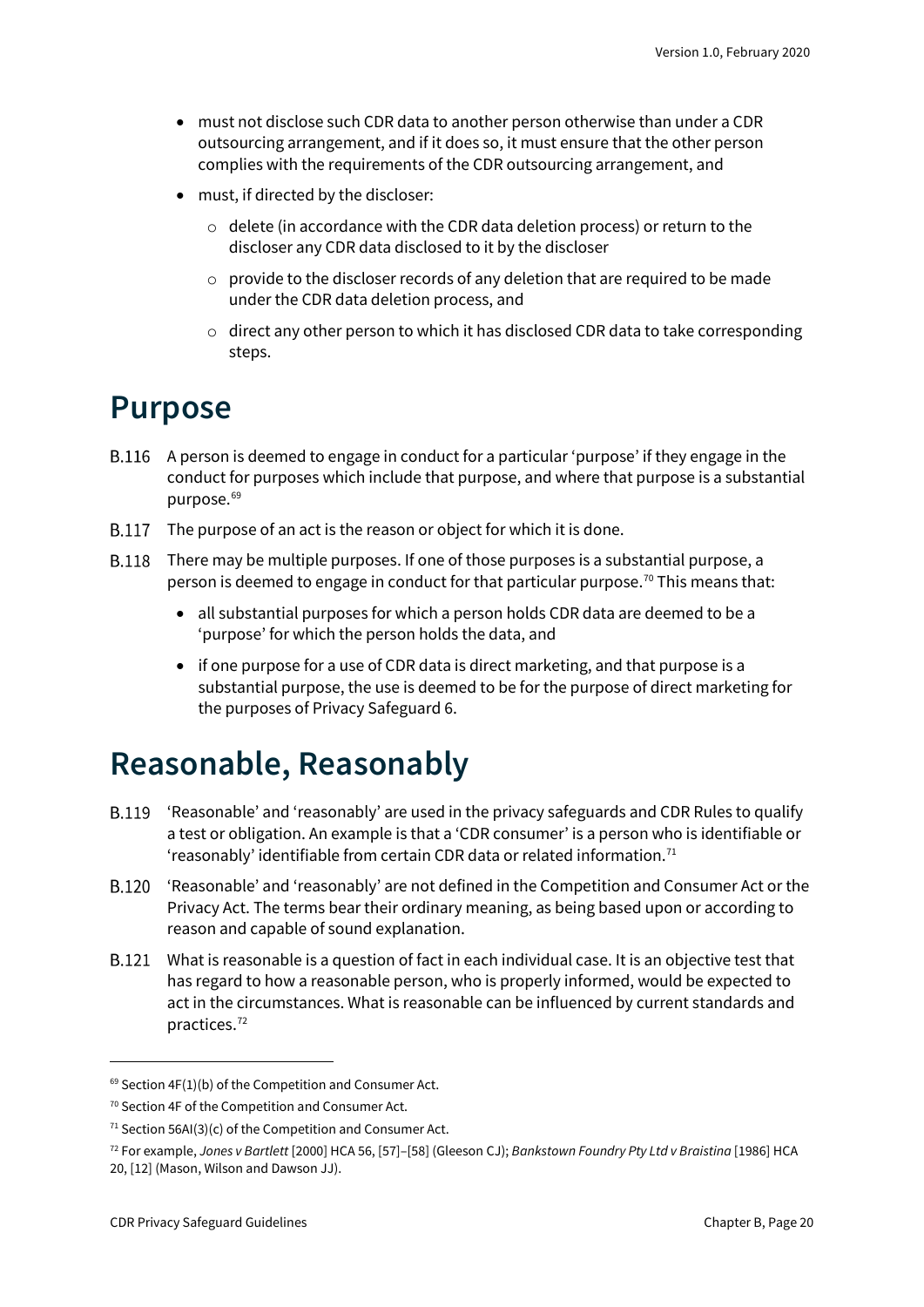- must not disclose such CDR data to another person otherwise than under a CDR outsourcing arrangement, and if it does so, it must ensure that the other person complies with the requirements of the CDR outsourcing arrangement, and
- must, if directed by the discloser:
  - delete (in accordance with the CDR data deletion process) or return to the discloser any CDR data disclosed to it by the discloser
  - provide to the discloser records of any deletion that are required to be made under the CDR data deletion process, and
  - direct any other person to which it has disclosed CDR data to take corresponding steps.

# Purpose

B.116 A person is deemed to engage in conduct for a particular 'purpose' if they engage in the conduct for purposes which include that purpose, and where that purpose is a substantial purpose.[69]

B.117 The purpose of an act is the reason or object for which it is done.

B.118 There may be multiple purposes. If one of those purposes is a substantial purpose, a person is deemed to engage in conduct for that particular purpose.[70] This means that:

- all substantial purposes for which a person holds CDR data are deemed to be a 'purpose' for which the person holds the data, and
- if one purpose for a use of CDR data is direct marketing, and that purpose is a substantial purpose, the use is deemed to be for the purpose of direct marketing for the purposes of Privacy Safeguard 6.

# Reasonable, Reasonably

B.119 'Reasonable' and 'reasonably' are used in the privacy safeguards and CDR Rules to qualify a test or obligation. An example is that a 'CDR consumer' is a person who is identifiable or 'reasonably' identifiable from certain CDR data or related information.[71]

B.120 'Reasonable' and 'reasonably' are not defined in the Competition and Consumer Act or the Privacy Act. The terms bear their ordinary meaning, as being based upon or according to reason and capable of sound explanation.

B.121 What is reasonable is a question of fact in each individual case. It is an objective test that has regard to how a reasonable person, who is properly informed, would be expected to act in the circumstances. What is reasonable can be influenced by current standards and practices.[72]

---

[69] Section 4F(1)(b) of the Competition and Consumer Act.

[70] Section 4F of the Competition and Consumer Act.

[71] Section 56AI(3)(c) of the Competition and Consumer Act.

[72] For example, *Jones v Bartlett* [2000] HCA 56, [57]–[58] (Gleeson CJ); *Bankstown Foundry Pty Ltd v Braistina* [1986] HCA 20, [12] (Mason, Wilson and Dawson JJ).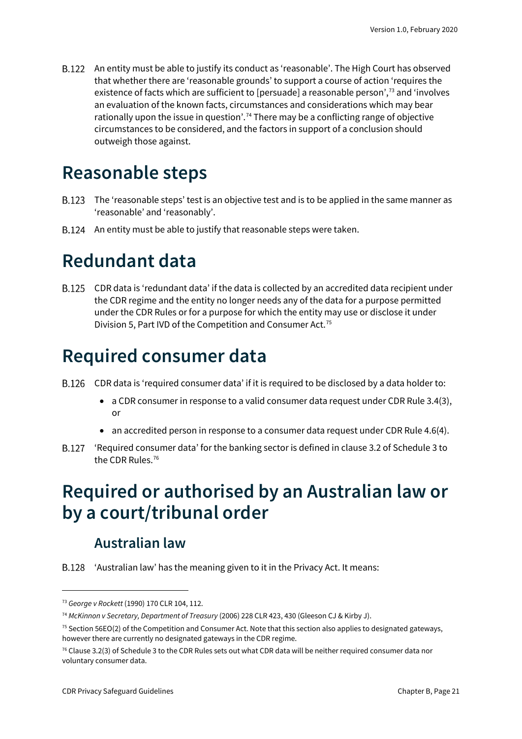B.122 An entity must be able to justify its conduct as 'reasonable'. The High Court has observed that whether there are 'reasonable grounds' to support a course of action 'requires the existence of facts which are sufficient to [persuade] a reasonable person',[73] and 'involves an evaluation of the known facts, circumstances and considerations which may bear rationally upon the issue in question'.[74] There may be a conflicting range of objective circumstances to be considered, and the factors in support of a conclusion should outweigh those against.

# Reasonable steps

B.123 The 'reasonable steps' test is an objective test and is to be applied in the same manner as 'reasonable' and 'reasonably'.

B.124 An entity must be able to justify that reasonable steps were taken.

# Redundant data

B.125 CDR data is 'redundant data' if the data is collected by an accredited data recipient under the CDR regime and the entity no longer needs any of the data for a purpose permitted under the CDR Rules or for a purpose for which the entity may use or disclose it under Division 5, Part IVD of the Competition and Consumer Act.[75]

# Required consumer data

B.126 CDR data is 'required consumer data' if it is required to be disclosed by a data holder to:

- a CDR consumer in response to a valid consumer data request under CDR Rule 3.4(3), or
- an accredited person in response to a consumer data request under CDR Rule 4.6(4).

B.127 'Required consumer data' for the banking sector is defined in clause 3.2 of Schedule 3 to the CDR Rules.[76]

# Required or authorised by an Australian law or by a court/tribunal order

## Australian law

B.128 'Australian law' has the meaning given to it in the Privacy Act. It means:

---

[73] *George v Rockett* (1990) 170 CLR 104, 112.

[74] *McKinnon v Secretary, Department of Treasury* (2006) 228 CLR 423, 430 (Gleeson CJ & Kirby J).

[75] Section 56EO(2) of the Competition and Consumer Act. Note that this section also applies to designated gateways, however there are currently no designated gateways in the CDR regime.

[76] Clause 3.2(3) of Schedule 3 to the CDR Rules sets out what CDR data will be neither required consumer data nor voluntary consumer data.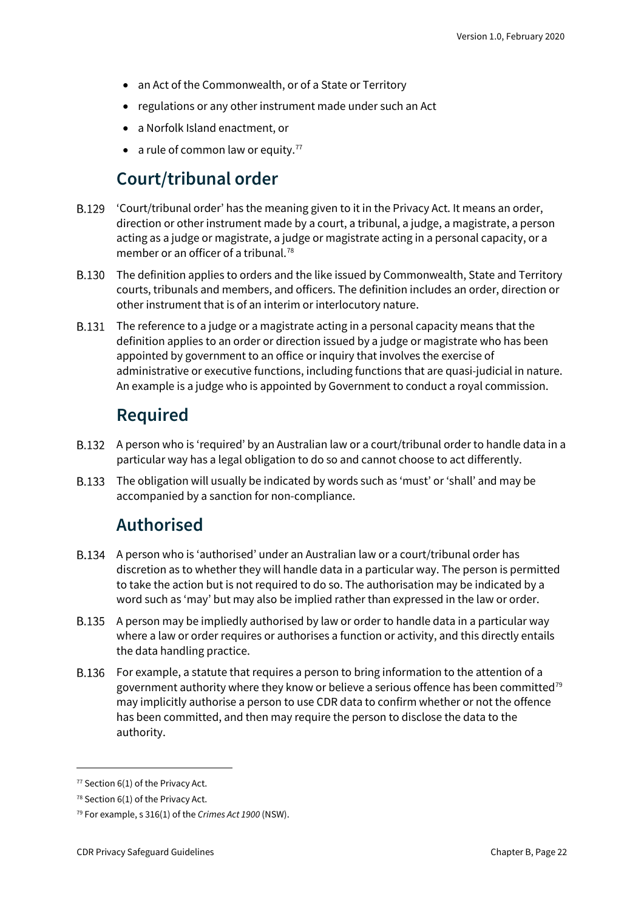- an Act of the Commonwealth, or of a State or Territory
- regulations or any other instrument made under such an Act
- a Norfolk Island enactment, or
- a rule of common law or equity.[77]

## Court/tribunal order

B.129 'Court/tribunal order' has the meaning given to it in the Privacy Act. It means an order, direction or other instrument made by a court, a tribunal, a judge, a magistrate, a person acting as a judge or magistrate, a judge or magistrate acting in a personal capacity, or a member or an officer of a tribunal.[78]

B.130 The definition applies to orders and the like issued by Commonwealth, State and Territory courts, tribunals and members, and officers. The definition includes an order, direction or other instrument that is of an interim or interlocutory nature.

B.131 The reference to a judge or a magistrate acting in a personal capacity means that the definition applies to an order or direction issued by a judge or magistrate who has been appointed by government to an office or inquiry that involves the exercise of administrative or executive functions, including functions that are quasi-judicial in nature. An example is a judge who is appointed by Government to conduct a royal commission.

## Required

B.132 A person who is 'required' by an Australian law or a court/tribunal order to handle data in a particular way has a legal obligation to do so and cannot choose to act differently.

B.133 The obligation will usually be indicated by words such as 'must' or 'shall' and may be accompanied by a sanction for non-compliance.

## Authorised

B.134 A person who is 'authorised' under an Australian law or a court/tribunal order has discretion as to whether they will handle data in a particular way. The person is permitted to take the action but is not required to do so. The authorisation may be indicated by a word such as 'may' but may also be implied rather than expressed in the law or order.

B.135 A person may be impliedly authorised by law or order to handle data in a particular way where a law or order requires or authorises a function or activity, and this directly entails the data handling practice.

B.136 For example, a statute that requires a person to bring information to the attention of a government authority where they know or believe a serious offence has been committed[79] may implicitly authorise a person to use CDR data to confirm whether or not the offence has been committed, and then may require the person to disclose the data to the authority.

---

[77] Section 6(1) of the Privacy Act.

[78] Section 6(1) of the Privacy Act.

[79] For example, s 316(1) of the *Crimes Act 1900* (NSW).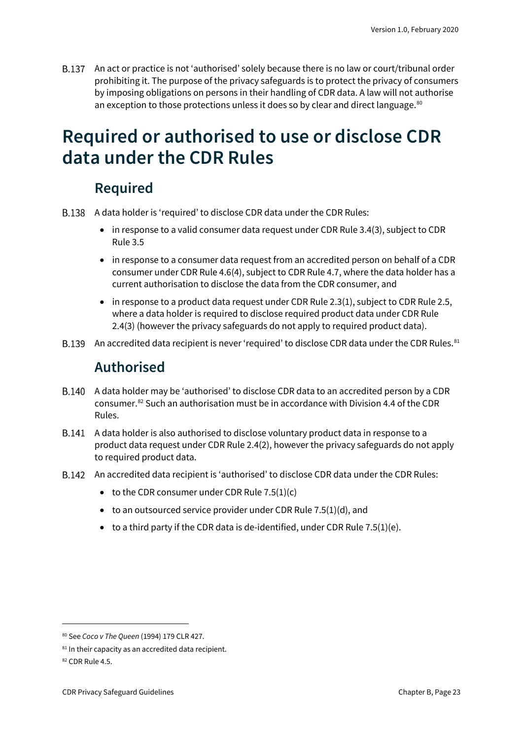B.137 An act or practice is not 'authorised' solely because there is no law or court/tribunal order prohibiting it. The purpose of the privacy safeguards is to protect the privacy of consumers by imposing obligations on persons in their handling of CDR data. A law will not authorise an exception to those protections unless it does so by clear and direct language.[80]

# Required or authorised to use or disclose CDR data under the CDR Rules

## Required

B.138 A data holder is 'required' to disclose CDR data under the CDR Rules:

- in response to a valid consumer data request under CDR Rule 3.4(3), subject to CDR Rule 3.5
- in response to a consumer data request from an accredited person on behalf of a CDR consumer under CDR Rule 4.6(4), subject to CDR Rule 4.7, where the data holder has a current authorisation to disclose the data from the CDR consumer, and
- in response to a product data request under CDR Rule 2.3(1), subject to CDR Rule 2.5, where a data holder is required to disclose required product data under CDR Rule 2.4(3) (however the privacy safeguards do not apply to required product data).

B.139 An accredited data recipient is never 'required' to disclose CDR data under the CDR Rules.[81]

## Authorised

B.140 A data holder may be 'authorised' to disclose CDR data to an accredited person by a CDR consumer.[82] Such an authorisation must be in accordance with Division 4.4 of the CDR Rules.

B.141 A data holder is also authorised to disclose voluntary product data in response to a product data request under CDR Rule 2.4(2), however the privacy safeguards do not apply to required product data.

B.142 An accredited data recipient is 'authorised' to disclose CDR data under the CDR Rules:

- to the CDR consumer under CDR Rule 7.5(1)(c)
- to an outsourced service provider under CDR Rule 7.5(1)(d), and
- to a third party if the CDR data is de-identified, under CDR Rule 7.5(1)(e).

---

[80] See *Coco v The Queen* (1994) 179 CLR 427.

[81] In their capacity as an accredited data recipient.

[82] CDR Rule 4.5.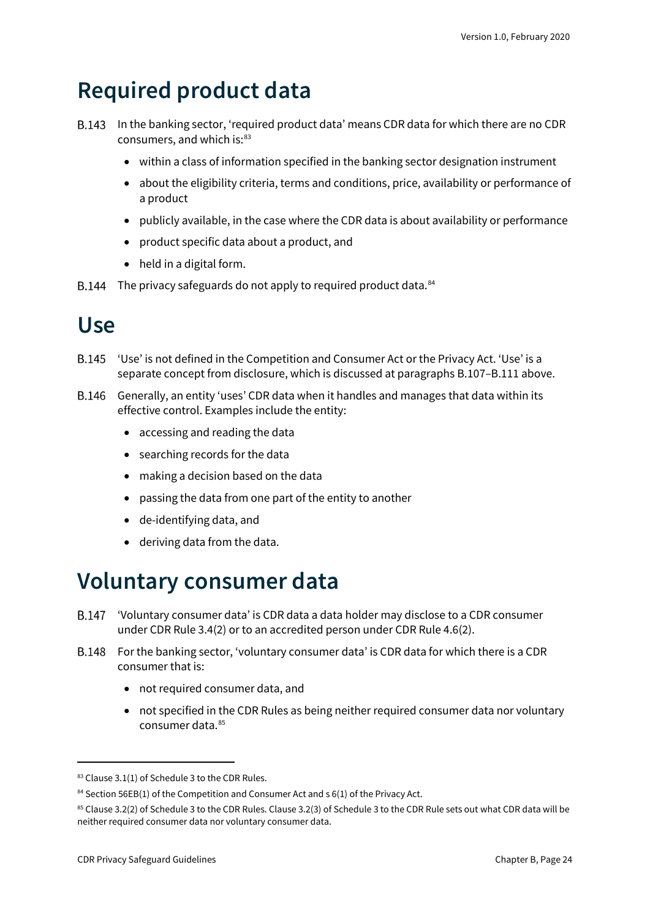# Required product data

B.143 In the banking sector, 'required product data' means CDR data for which there are no CDR consumers, and which is:[83]

- within a class of information specified in the banking sector designation instrument
- about the eligibility criteria, terms and conditions, price, availability or performance of a product
- publicly available, in the case where the CDR data is about availability or performance
- product specific data about a product, and
- held in a digital form.

B.144 The privacy safeguards do not apply to required product data.[84]

# Use

B.145 'Use' is not defined in the Competition and Consumer Act or the Privacy Act. 'Use' is a separate concept from disclosure, which is discussed at paragraphs B.107–B.111 above.

B.146 Generally, an entity 'uses' CDR data when it handles and manages that data within its effective control. Examples include the entity:

- accessing and reading the data
- searching records for the data
- making a decision based on the data
- passing the data from one part of the entity to another
- de-identifying data, and
- deriving data from the data.

# Voluntary consumer data

B.147 'Voluntary consumer data' is CDR data a data holder may disclose to a CDR consumer under CDR Rule 3.4(2) or to an accredited person under CDR Rule 4.6(2).

B.148 For the banking sector, 'voluntary consumer data' is CDR data for which there is a CDR consumer that is:

- not required consumer data, and
- not specified in the CDR Rules as being neither required consumer data nor voluntary consumer data.[85]

---

[83] Clause 3.1(1) of Schedule 3 to the CDR Rules.

[84] Section 56EB(1) of the Competition and Consumer Act and s 6(1) of the Privacy Act.

[85] Clause 3.2(2) of Schedule 3 to the CDR Rules. Clause 3.2(3) of Schedule 3 to the CDR Rule sets out what CDR data will be neither required consumer data nor voluntary consumer data.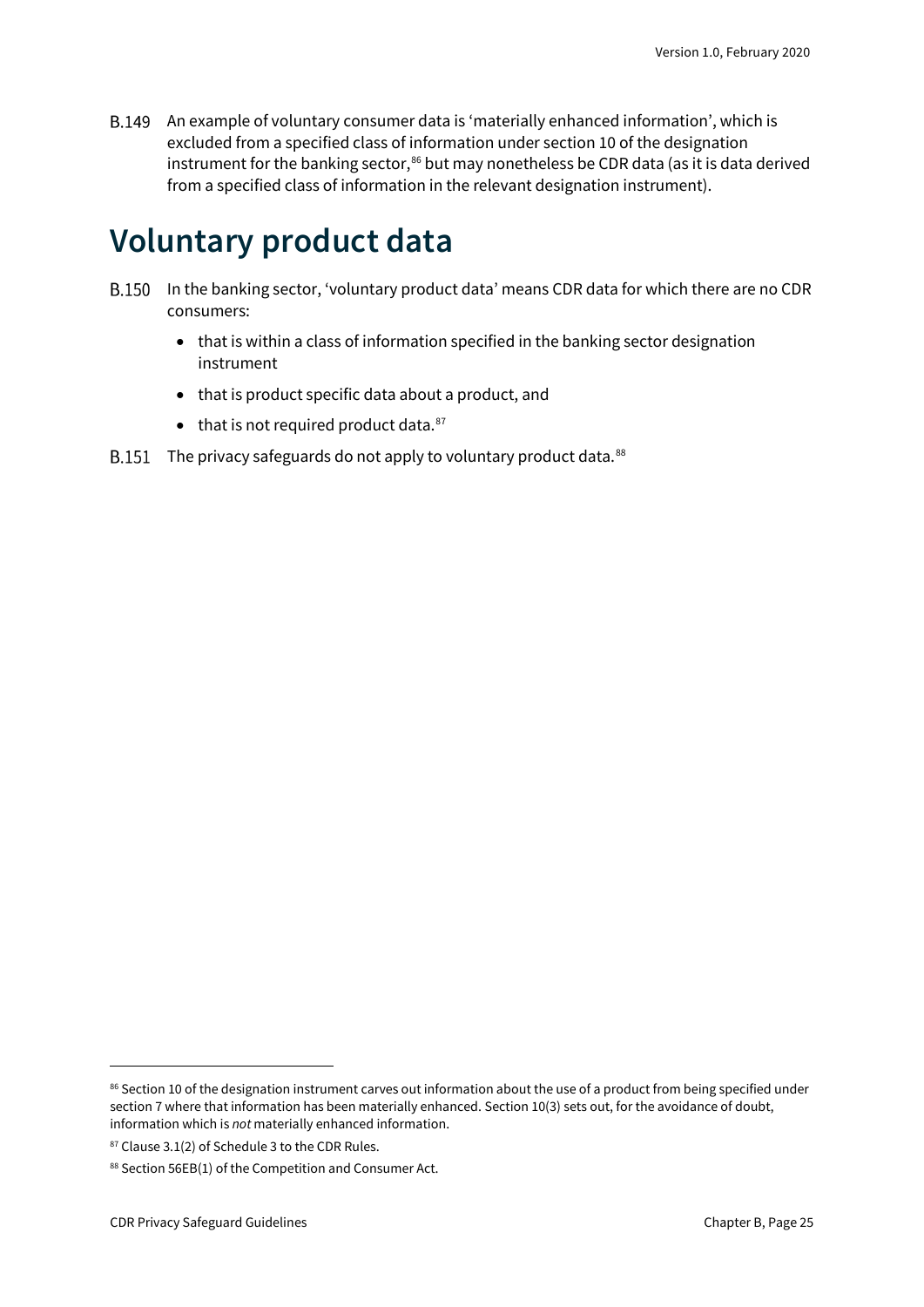B.149 An example of voluntary consumer data is 'materially enhanced information', which is excluded from a specified class of information under section 10 of the designation instrument for the banking sector,[86] but may nonetheless be CDR data (as it is data derived from a specified class of information in the relevant designation instrument).

## Voluntary product data

B.150 In the banking sector, 'voluntary product data' means CDR data for which there are no CDR consumers:

- that is within a class of information specified in the banking sector designation instrument
- that is product specific data about a product, and
- that is not required product data.[87]

B.151 The privacy safeguards do not apply to voluntary product data.[88]

---

[86] Section 10 of the designation instrument carves out information about the use of a product from being specified under section 7 where that information has been materially enhanced. Section 10(3) sets out, for the avoidance of doubt, information which is *not* materially enhanced information.

[87] Clause 3.1(2) of Schedule 3 to the CDR Rules.

[88] Section 56EB(1) of the Competition and Consumer Act.